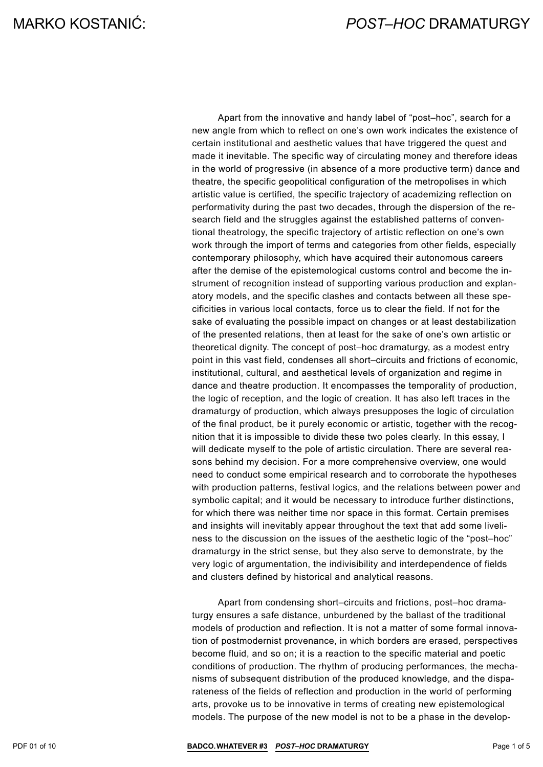Apart from the innovative and handy label of "post–hoc", search for a new angle from which to reflect on one's own work indicates the existence of certain institutional and aesthetic values that have triggered the quest and made it inevitable. The specific way of circulating money and therefore ideas in the world of progressive (in absence of a more productive term) dance and theatre, the specific geopolitical configuration of the metropolises in which artistic value is certified, the specific trajectory of academizing reflection on performativity during the past two decades, through the dispersion of the research field and the struggles against the established patterns of conventional theatrology, the specific trajectory of artistic reflection on one's own work through the import of terms and categories from other fields, especially contemporary philosophy, which have acquired their autonomous careers after the demise of the epistemological customs control and become the instrument of recognition instead of supporting various production and explanatory models, and the specific clashes and contacts between all these specificities in various local contacts, force us to clear the field. If not for the sake of evaluating the possible impact on changes or at least destabilization of the presented relations, then at least for the sake of one's own artistic or theoretical dignity. The concept of post–hoc dramaturgy, as a modest entry point in this vast field, condenses all short–circuits and frictions of economic, institutional, cultural, and aesthetical levels of organization and regime in dance and theatre production. It encompasses the temporality of production, the logic of reception, and the logic of creation. It has also left traces in the dramaturgy of production, which always presupposes the logic of circulation of the final product, be it purely economic or artistic, together with the recognition that it is impossible to divide these two poles clearly. In this essay, I will dedicate myself to the pole of artistic circulation. There are several reasons behind my decision. For a more comprehensive overview, one would need to conduct some empirical research and to corroborate the hypotheses with production patterns, festival logics, and the relations between power and symbolic capital; and it would be necessary to introduce further distinctions, for which there was neither time nor space in this format. Certain premises and insights will inevitably appear throughout the text that add some liveliness to the discussion on the issues of the aesthetic logic of the "post–hoc" dramaturgy in the strict sense, but they also serve to demonstrate, by the very logic of argumentation, the indivisibility and interdependence of fields and clusters defined by historical and analytical reasons.

Apart from condensing short–circuits and frictions, post–hoc dramaturgy ensures a safe distance, unburdened by the ballast of the traditional models of production and reflection. It is not a matter of some formal innovation of postmodernist provenance, in which borders are erased, perspectives become fluid, and so on; it is a reaction to the specific material and poetic conditions of production. The rhythm of producing performances, the mechanisms of subsequent distribution of the produced knowledge, and the disparateness of the fields of reflection and production in the world of performing arts, provoke us to be innovative in terms of creating new epistemological models. The purpose of the new model is not to be a phase in the develop-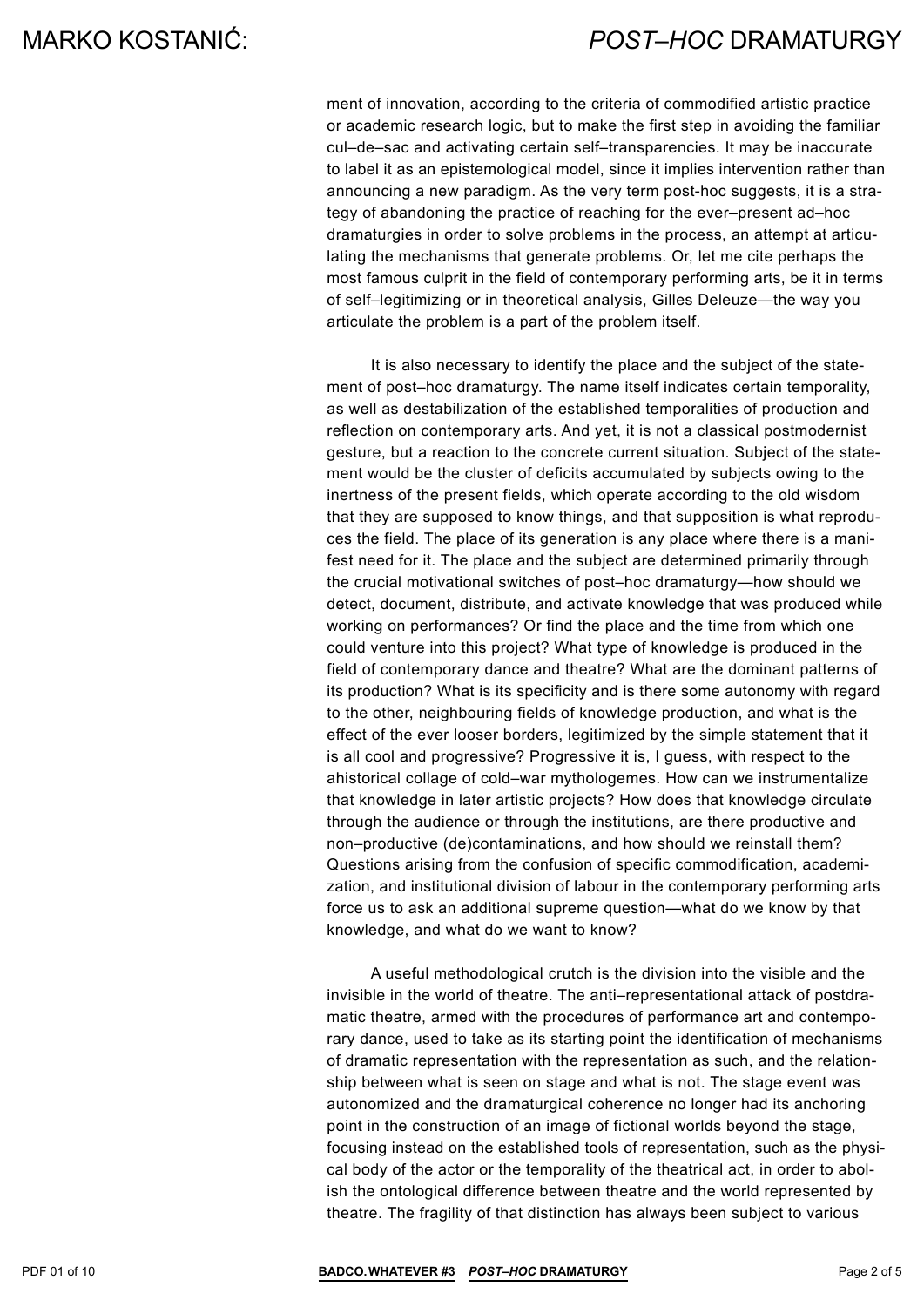ment of innovation, according to the criteria of commodified artistic practice or academic research logic, but to make the first step in avoiding the familiar cul–de–sac and activating certain self–transparencies. It may be inaccurate to label it as an epistemological model, since it implies intervention rather than announcing a new paradigm. As the very term post-hoc suggests, it is a strategy of abandoning the practice of reaching for the ever–present ad–hoc dramaturgies in order to solve problems in the process, an attempt at articulating the mechanisms that generate problems. Or, let me cite perhaps the most famous culprit in the field of contemporary performing arts, be it in terms of self–legitimizing or in theoretical analysis, Gilles Deleuze—the way you articulate the problem is a part of the problem itself.

It is also necessary to identify the place and the subject of the statement of post–hoc dramaturgy. The name itself indicates certain temporality, as well as destabilization of the established temporalities of production and reflection on contemporary arts. And yet, it is not a classical postmodernist gesture, but a reaction to the concrete current situation. Subject of the statement would be the cluster of deficits accumulated by subjects owing to the inertness of the present fields, which operate according to the old wisdom that they are supposed to know things, and that supposition is what reproduces the field. The place of its generation is any place where there is a manifest need for it. The place and the subject are determined primarily through the crucial motivational switches of post–hoc dramaturgy—how should we detect, document, distribute, and activate knowledge that was produced while working on performances? Or find the place and the time from which one could venture into this project? What type of knowledge is produced in the field of contemporary dance and theatre? What are the dominant patterns of its production? What is its specificity and is there some autonomy with regard to the other, neighbouring fields of knowledge production, and what is the effect of the ever looser borders, legitimized by the simple statement that it is all cool and progressive? Progressive it is, I guess, with respect to the ahistorical collage of cold–war mythologemes. How can we instrumentalize that knowledge in later artistic projects? How does that knowledge circulate through the audience or through the institutions, are there productive and non–productive (de)contaminations, and how should we reinstall them? Questions arising from the confusion of specific commodification, academization, and institutional division of labour in the contemporary performing arts force us to ask an additional supreme question—what do we know by that knowledge, and what do we want to know?

A useful methodological crutch is the division into the visible and the invisible in the world of theatre. The anti–representational attack of postdramatic theatre, armed with the procedures of performance art and contemporary dance, used to take as its starting point the identification of mechanisms of dramatic representation with the representation as such, and the relationship between what is seen on stage and what is not. The stage event was autonomized and the dramaturgical coherence no longer had its anchoring point in the construction of an image of fictional worlds beyond the stage, focusing instead on the established tools of representation, such as the physical body of the actor or the temporality of the theatrical act, in order to abolish the ontological difference between theatre and the world represented by theatre. The fragility of that distinction has always been subject to various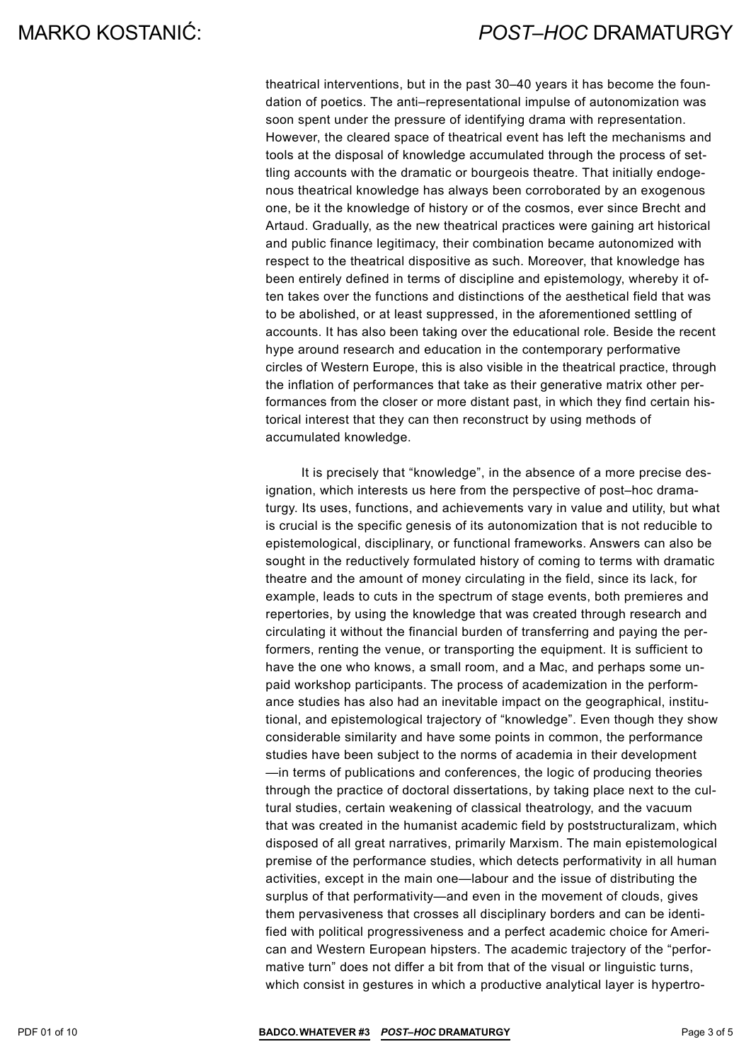theatrical interventions, but in the past 30–40 years it has become the foundation of poetics. The anti–representational impulse of autonomization was soon spent under the pressure of identifying drama with representation. However, the cleared space of theatrical event has left the mechanisms and tools at the disposal of knowledge accumulated through the process of settling accounts with the dramatic or bourgeois theatre. That initially endogenous theatrical knowledge has always been corroborated by an exogenous one, be it the knowledge of history or of the cosmos, ever since Brecht and Artaud. Gradually, as the new theatrical practices were gaining art historical and public finance legitimacy, their combination became autonomized with respect to the theatrical dispositive as such. Moreover, that knowledge has been entirely defined in terms of discipline and epistemology, whereby it often takes over the functions and distinctions of the aesthetical field that was to be abolished, or at least suppressed, in the aforementioned settling of accounts. It has also been taking over the educational role. Beside the recent hype around research and education in the contemporary performative circles of Western Europe, this is also visible in the theatrical practice, through the inflation of performances that take as their generative matrix other performances from the closer or more distant past, in which they find certain historical interest that they can then reconstruct by using methods of accumulated knowledge.

It is precisely that "knowledge", in the absence of a more precise designation, which interests us here from the perspective of post–hoc dramaturgy. Its uses, functions, and achievements vary in value and utility, but what is crucial is the specific genesis of its autonomization that is not reducible to epistemological, disciplinary, or functional frameworks. Answers can also be sought in the reductively formulated history of coming to terms with dramatic theatre and the amount of money circulating in the field, since its lack, for example, leads to cuts in the spectrum of stage events, both premieres and repertories, by using the knowledge that was created through research and circulating it without the financial burden of transferring and paying the performers, renting the venue, or transporting the equipment. It is sufficient to have the one who knows, a small room, and a Mac, and perhaps some unpaid workshop participants. The process of academization in the performance studies has also had an inevitable impact on the geographical, institutional, and epistemological trajectory of "knowledge". Even though they show considerable similarity and have some points in common, the performance studies have been subject to the norms of academia in their development—in terms of publications and conferences, the logic of producing theories through the practice of doctoral dissertations, by taking place next to the cultural studies, certain weakening of classical theatrology, and the vacuum that was created in the humanist academic field by poststructuralizam, which disposed of all great narratives, primarily Marxism. The main epistemological premise of the performance studies, which detects performativity in all human activities, except in the main one—labour and the issue of distributing the surplus of that performativity—and even in the movement of clouds, gives them pervasiveness that crosses all disciplinary borders and can be identified with political progressiveness and a perfect academic choice for American and Western European hipsters. The academic trajectory of the "performative turn" does not differ a bit from that of the visual or linguistic turns, which consist in gestures in which a productive analytical layer is hypertro-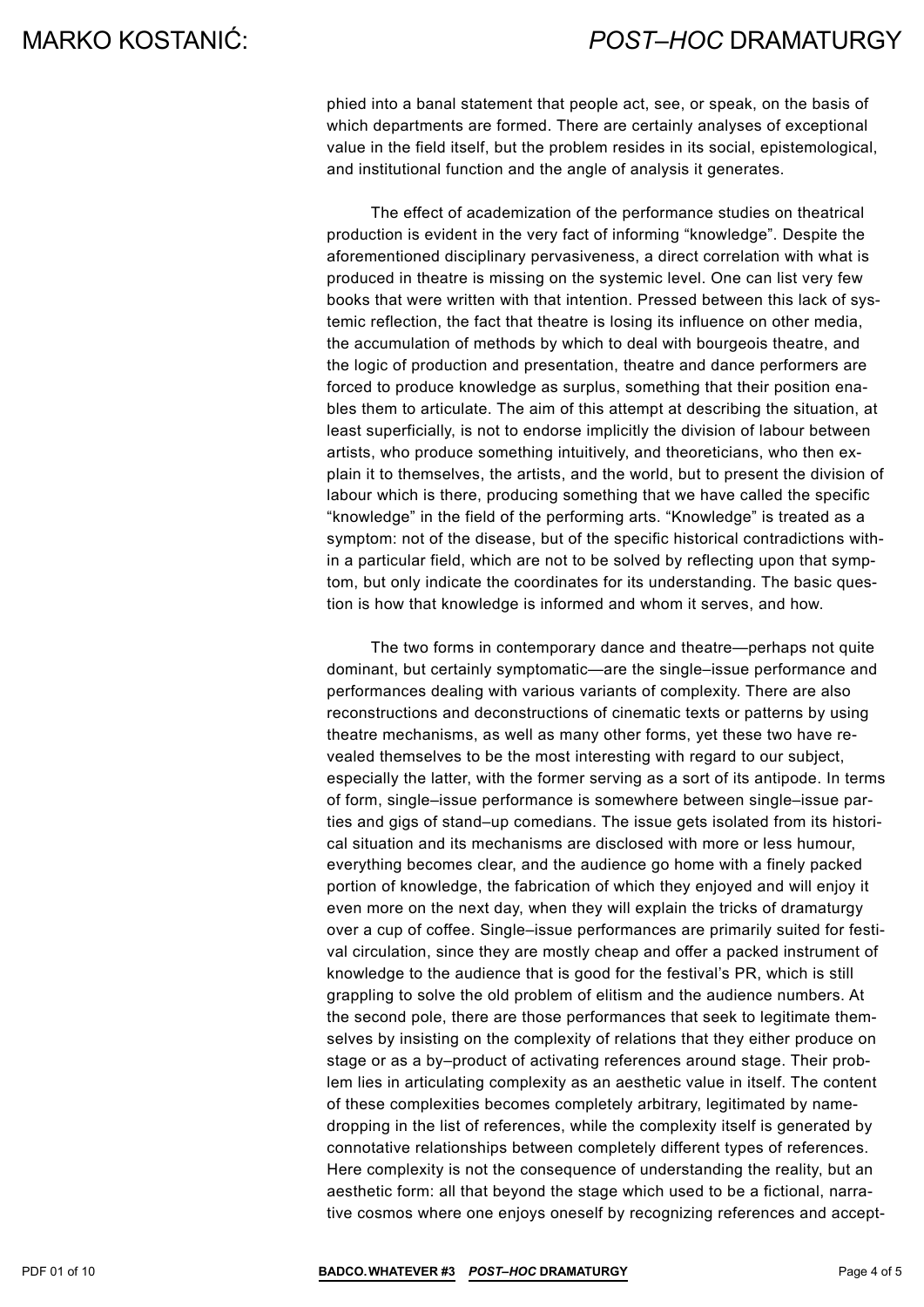phied into a banal statement that people act, see, or speak, on the basis of which departments are formed. There are certainly analyses of exceptional value in the field itself, but the problem resides in its social, epistemological, and institutional function and the angle of analysis it generates.

The effect of academization of the performance studies on theatrical production is evident in the very fact of informing "knowledge". Despite the aforementioned disciplinary pervasiveness, a direct correlation with what is produced in theatre is missing on the systemic level. One can list very few books that were written with that intention. Pressed between this lack of systemic reflection, the fact that theatre is losing its influence on other media, the accumulation of methods by which to deal with bourgeois theatre, and the logic of production and presentation, theatre and dance performers are forced to produce knowledge as surplus, something that their position enables them to articulate. The aim of this attempt at describing the situation, at least superficially, is not to endorse implicitly the division of labour between artists, who produce something intuitively, and theoreticians, who then explain it to themselves, the artists, and the world, but to present the division of labour which is there, producing something that we have called the specific "knowledge" in the field of the performing arts. "Knowledge" is treated as a symptom: not of the disease, but of the specific historical contradictions within a particular field, which are not to be solved by reflecting upon that symptom, but only indicate the coordinates for its understanding. The basic question is how that knowledge is informed and whom it serves, and how.

The two forms in contemporary dance and theatre—perhaps not quite dominant, but certainly symptomatic—are the single–issue performance and performances dealing with various variants of complexity. There are also reconstructions and deconstructions of cinematic texts or patterns by using theatre mechanisms, as well as many other forms, yet these two have revealed themselves to be the most interesting with regard to our subject, especially the latter, with the former serving as a sort of its antipode. In terms of form, single–issue performance is somewhere between single–issue parties and gigs of stand–up comedians. The issue gets isolated from its historical situation and its mechanisms are disclosed with more or less humour, everything becomes clear, and the audience go home with a finely packed portion of knowledge, the fabrication of which they enjoyed and will enjoy it even more on the next day, when they will explain the tricks of dramaturgy over a cup of coffee. Single–issue performances are primarily suited for festival circulation, since they are mostly cheap and offer a packed instrument of knowledge to the audience that is good for the festival's PR, which is still grappling to solve the old problem of elitism and the audience numbers. At the second pole, there are those performances that seek to legitimate themselves by insisting on the complexity of relations that they either produce on stage or as a by–product of activating references around stage. Their problem lies in articulating complexity as an aesthetic value in itself. The content of these complexities becomes completely arbitrary, legitimated by name-dropping in the list of references, while the complexity itself is generated by connotative relationships between completely different types of references. Here complexity is not the consequence of understanding the reality, but an aesthetic form: all that beyond the stage which used to be a fictional, narrative cosmos where one enjoys oneself by recognizing references and accept-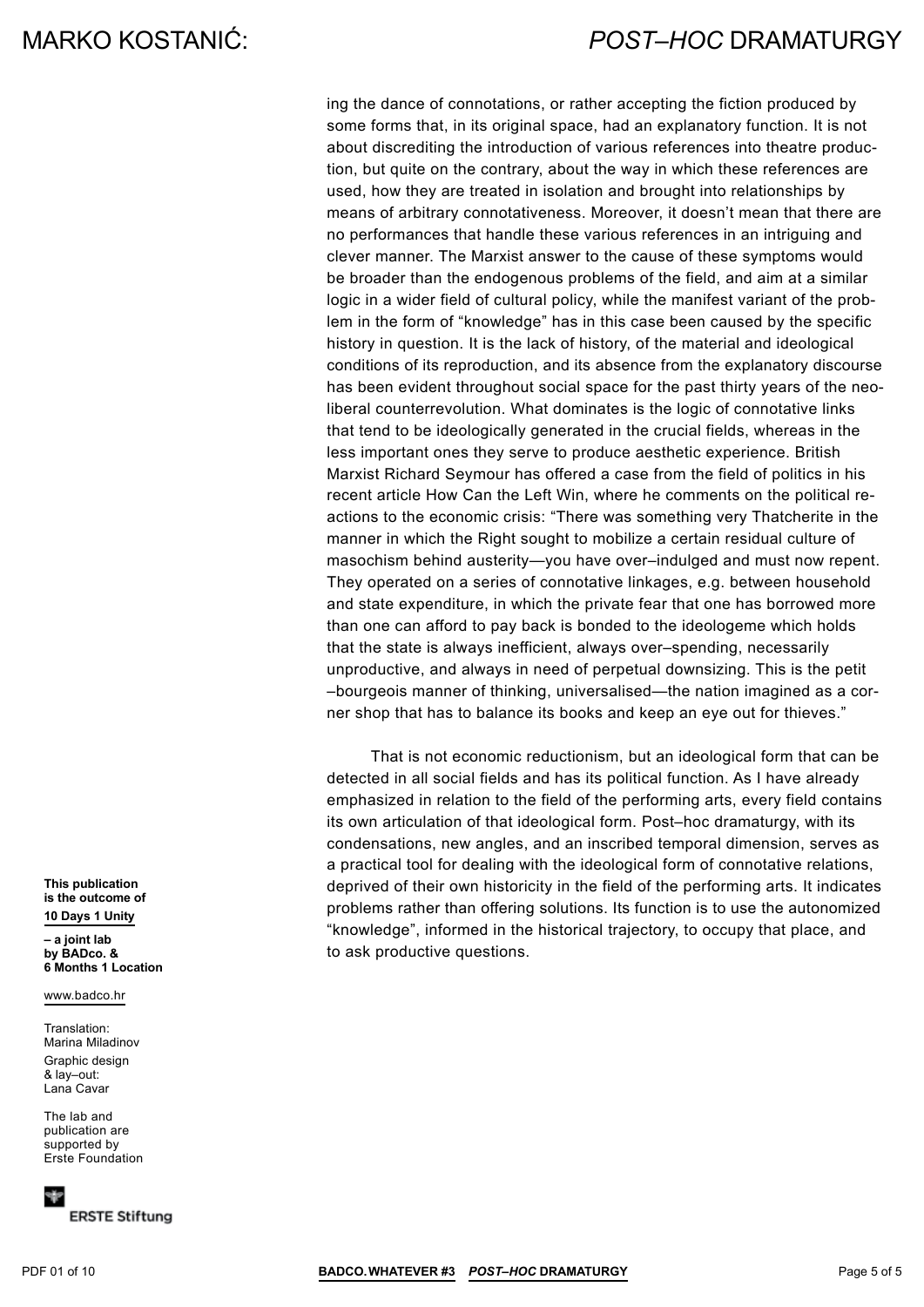ing the dance of connotations, or rather accepting the fiction produced by some forms that, in its original space, had an explanatory function. It is not about discrediting the introduction of various references into theatre production, but quite on the contrary, about the way in which these references are used, how they are treated in isolation and brought into relationships by means of arbitrary connotativeness. Moreover, it doesn't mean that there are no performances that handle these various references in an intriguing and clever manner. The Marxist answer to the cause of these symptoms would be broader than the endogenous problems of the field, and aim at a similar logic in a wider field of cultural policy, while the manifest variant of the problem in the form of "knowledge" has in this case been caused by the specific history in question. It is the lack of history, of the material and ideological conditions of its reproduction, and its absence from the explanatory discourse has been evident throughout social space for the past thirty years of the neoliberal counterrevolution. What dominates is the logic of connotative links that tend to be ideologically generated in the crucial fields, whereas in the less important ones they serve to produce aesthetic experience. British Marxist Richard Seymour has offered a case from the field of politics in his recent article How Can the Left Win, where he comments on the political reactions to the economic crisis: "There was something very Thatcherite in the manner in which the Right sought to mobilize a certain residual culture of masochism behind austerity—you have over–indulged and must now repent. They operated on a series of connotative linkages, e.g. between household and state expenditure, in which the private fear that one has borrowed more than one can afford to pay back is bonded to the ideologeme which holds that the state is always inefficient, always over–spending, necessarily unproductive, and always in need of perpetual downsizing. This is the petit–bourgeois manner of thinking, universalised—the nation imagined as a corner shop that has to balance its books and keep an eye out for thieves."

That is not economic reductionism, but an ideological form that can be detected in all social fields and has its political function. As I have already emphasized in relation to the field of the performing arts, every field contains its own articulation of that ideological form. Post–hoc dramaturgy, with its condensations, new angles, and an inscribed temporal dimension, serves as a practical tool for dealing with the ideological form of connotative relations, deprived of their own historicity in the field of the performing arts. It indicates problems rather than offering solutions. Its function is to use the autonomized "knowledge", informed in the historical trajectory, to occupy that place, and to ask productive questions.

**This publication is the outcome of 10 Days 1 Unity – a joint lab by BADco. & 6 Months 1 Location**

www.badco.hr

Translation: Marina Miladinov

Graphic design & lay–out: Lana Cavar

The lab and publication are supported by Erste Foundation

ERSTE Stiftung